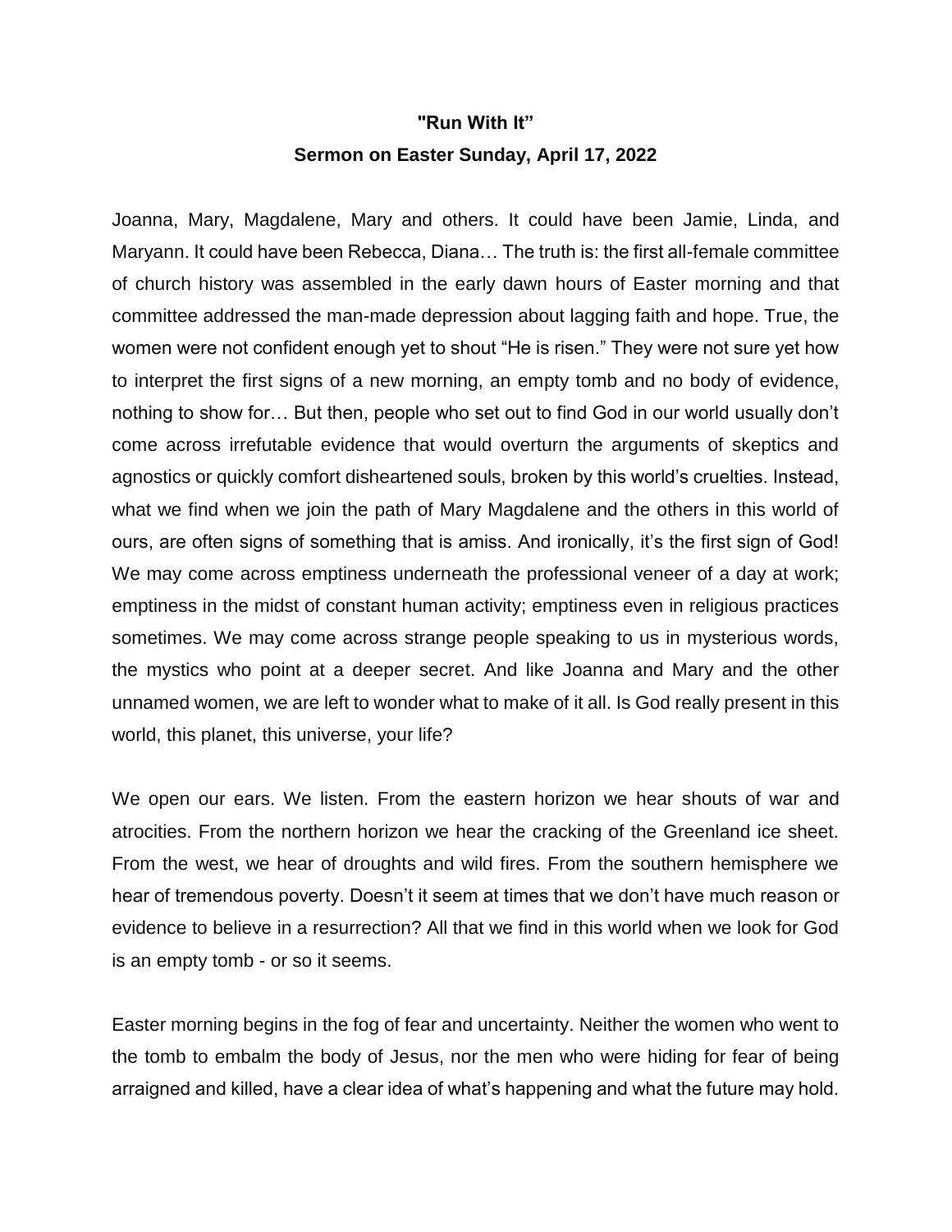**"Run With It"**

**Sermon on Easter Sunday, April 17, 2022**

Joanna, Mary, Magdalene, Mary and others. It could have been Jamie, Linda, and Maryann. It could have been Rebecca, Diana… The truth is: the first all-female committee of church history was assembled in the early dawn hours of Easter morning and that committee addressed the man-made depression about lagging faith and hope. True, the women were not confident enough yet to shout "He is risen." They were not sure yet how to interpret the first signs of a new morning, an empty tomb and no body of evidence, nothing to show for… But then, people who set out to find God in our world usually don't come across irrefutable evidence that would overturn the arguments of skeptics and agnostics or quickly comfort disheartened souls, broken by this world's cruelties. Instead, what we find when we join the path of Mary Magdalene and the others in this world of ours, are often signs of something that is amiss. And ironically, it's the first sign of God! We may come across emptiness underneath the professional veneer of a day at work; emptiness in the midst of constant human activity; emptiness even in religious practices sometimes. We may come across strange people speaking to us in mysterious words, the mystics who point at a deeper secret. And like Joanna and Mary and the other unnamed women, we are left to wonder what to make of it all. Is God really present in this world, this planet, this universe, your life?

We open our ears. We listen. From the eastern horizon we hear shouts of war and atrocities. From the northern horizon we hear the cracking of the Greenland ice sheet. From the west, we hear of droughts and wild fires. From the southern hemisphere we hear of tremendous poverty. Doesn't it seem at times that we don't have much reason or evidence to believe in a resurrection? All that we find in this world when we look for God is an empty tomb - or so it seems.

Easter morning begins in the fog of fear and uncertainty. Neither the women who went to the tomb to embalm the body of Jesus, nor the men who were hiding for fear of being arraigned and killed, have a clear idea of what's happening and what the future may hold.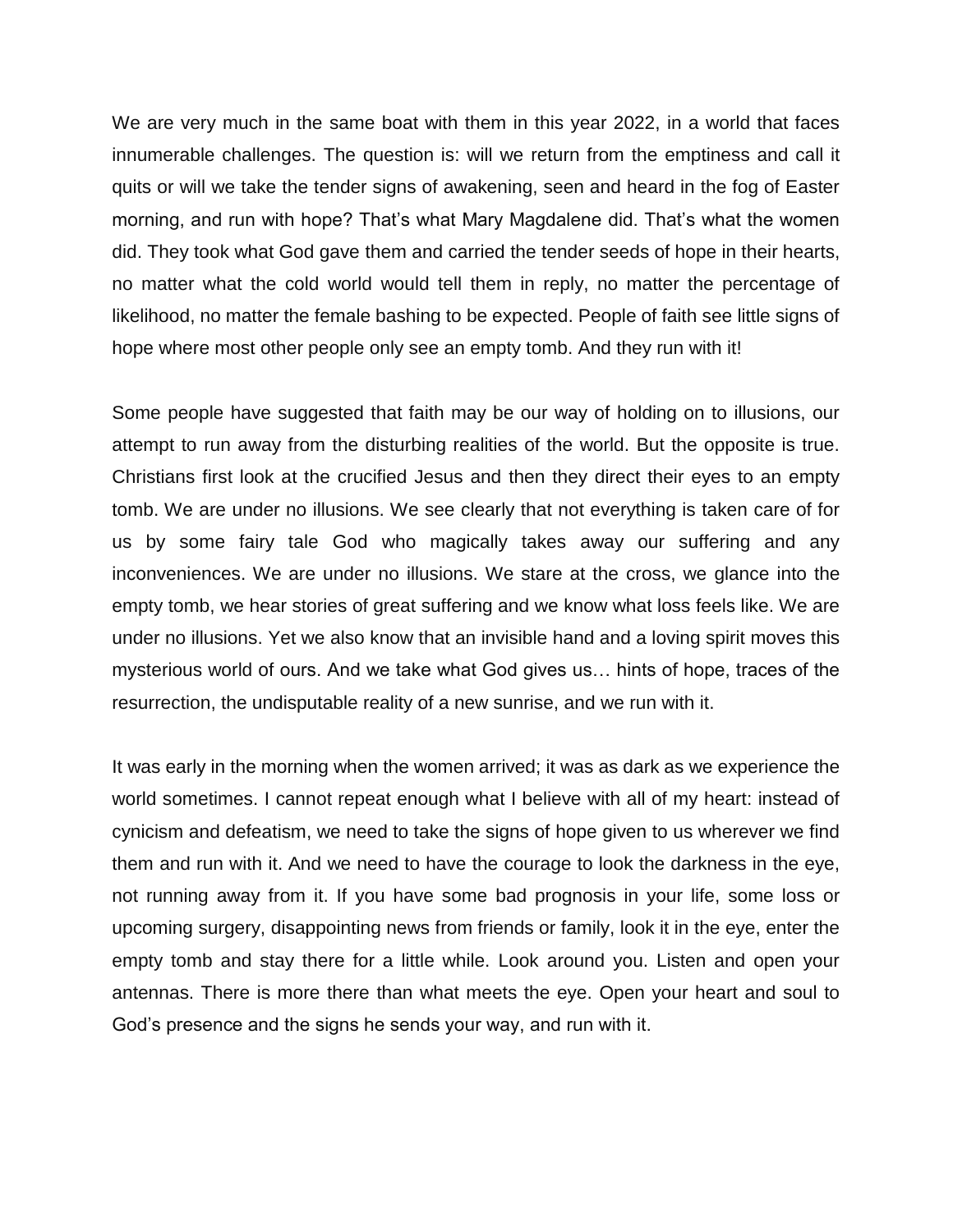We are very much in the same boat with them in this year 2022, in a world that faces innumerable challenges. The question is: will we return from the emptiness and call it quits or will we take the tender signs of awakening, seen and heard in the fog of Easter morning, and run with hope? That's what Mary Magdalene did. That's what the women did. They took what God gave them and carried the tender seeds of hope in their hearts, no matter what the cold world would tell them in reply, no matter the percentage of likelihood, no matter the female bashing to be expected. People of faith see little signs of hope where most other people only see an empty tomb. And they run with it!

Some people have suggested that faith may be our way of holding on to illusions, our attempt to run away from the disturbing realities of the world. But the opposite is true. Christians first look at the crucified Jesus and then they direct their eyes to an empty tomb. We are under no illusions. We see clearly that not everything is taken care of for us by some fairy tale God who magically takes away our suffering and any inconveniences. We are under no illusions. We stare at the cross, we glance into the empty tomb, we hear stories of great suffering and we know what loss feels like. We are under no illusions. Yet we also know that an invisible hand and a loving spirit moves this mysterious world of ours. And we take what God gives us… hints of hope, traces of the resurrection, the undisputable reality of a new sunrise, and we run with it.

It was early in the morning when the women arrived; it was as dark as we experience the world sometimes. I cannot repeat enough what I believe with all of my heart: instead of cynicism and defeatism, we need to take the signs of hope given to us wherever we find them and run with it. And we need to have the courage to look the darkness in the eye, not running away from it. If you have some bad prognosis in your life, some loss or upcoming surgery, disappointing news from friends or family, look it in the eye, enter the empty tomb and stay there for a little while. Look around you. Listen and open your antennas. There is more there than what meets the eye. Open your heart and soul to God's presence and the signs he sends your way, and run with it.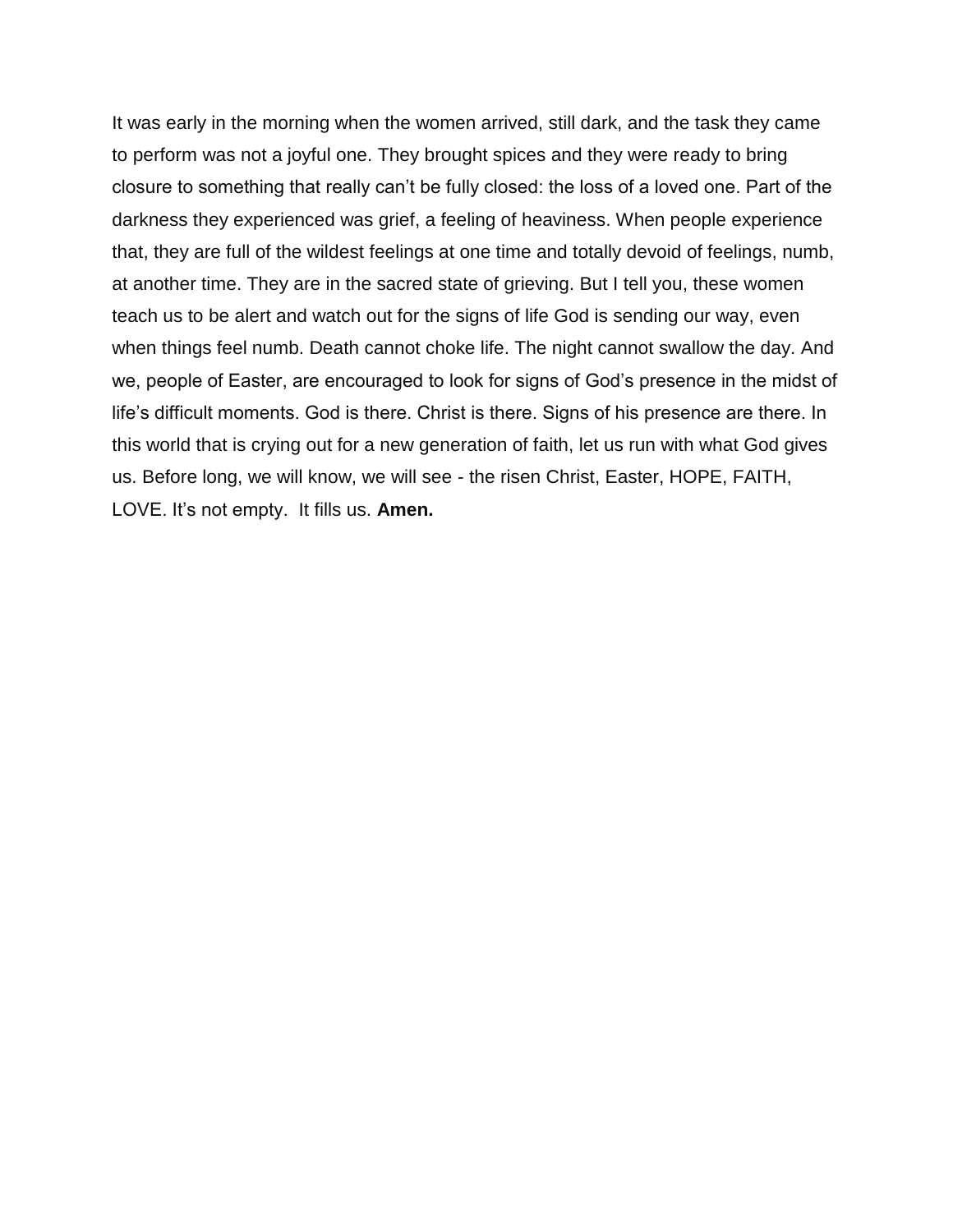It was early in the morning when the women arrived, still dark, and the task they came to perform was not a joyful one. They brought spices and they were ready to bring closure to something that really can't be fully closed: the loss of a loved one. Part of the darkness they experienced was grief, a feeling of heaviness. When people experience that, they are full of the wildest feelings at one time and totally devoid of feelings, numb, at another time. They are in the sacred state of grieving. But I tell you, these women teach us to be alert and watch out for the signs of life God is sending our way, even when things feel numb. Death cannot choke life. The night cannot swallow the day. And we, people of Easter, are encouraged to look for signs of God's presence in the midst of life's difficult moments. God is there. Christ is there. Signs of his presence are there. In this world that is crying out for a new generation of faith, let us run with what God gives us. Before long, we will know, we will see - the risen Christ, Easter, HOPE, FAITH, LOVE. It's not empty. It fills us. **Amen.**